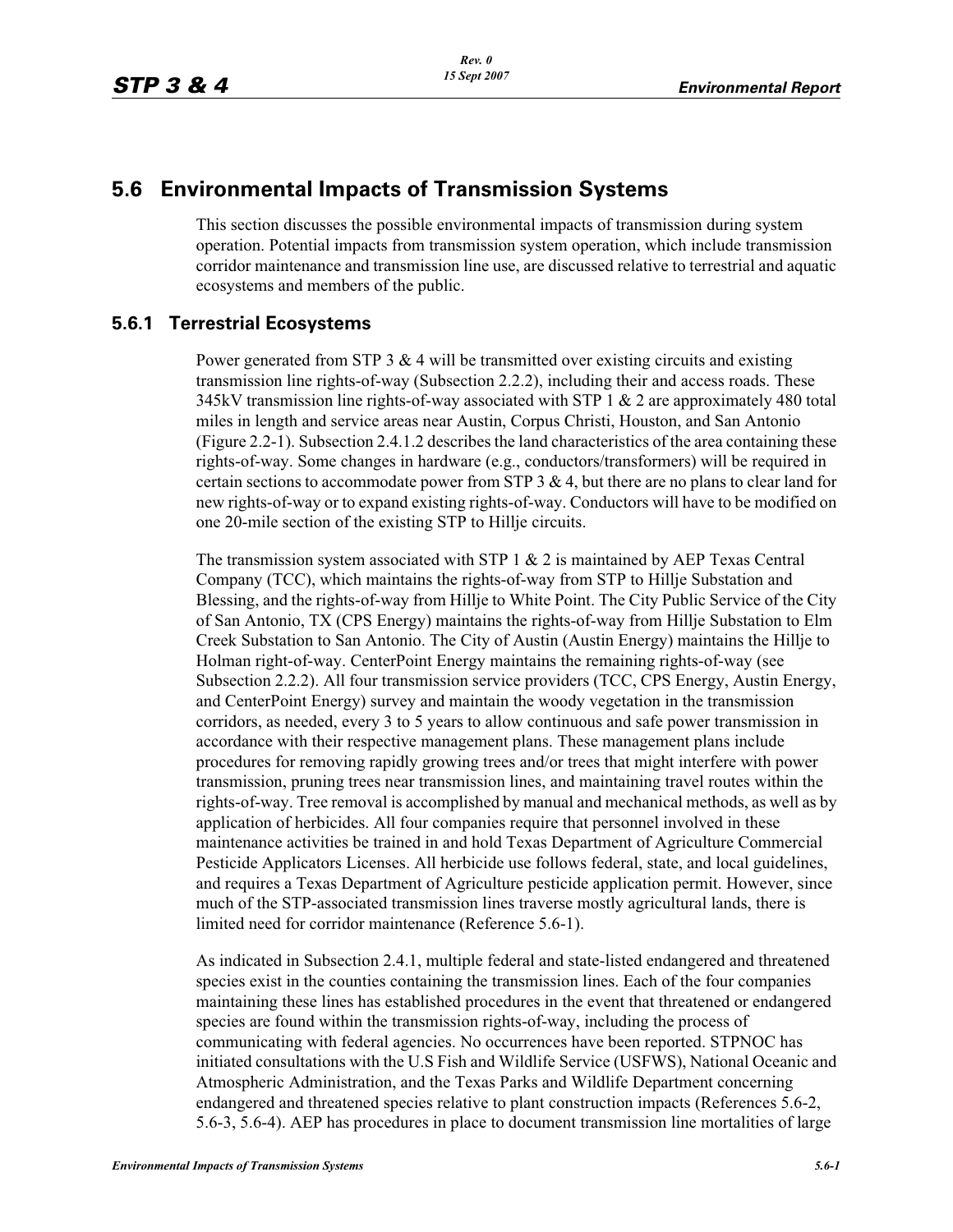## 5.6 Environmental Impacts of Transmission Systems

This section discusses the possible environmental impacts of transmission during system operation. Potential impacts from transmission system operation, which include transmission corridor maintenance and transmission line use, are discussed relative to terrestrial and aquatic ecosystems and members of the public.

### 5.6.1 Terrestrial Ecosystems

Power generated from STP 3 & 4 will be transmitted over existing circuits and existing transmission line rights-of-way (Subsection 2.2.2), including their and access roads. These 345kV transmission line rights-of-way associated with STP 1 & 2 are approximately 480 total miles in length and service areas near Austin, Corpus Christi, Houston, and San Antonio (Figure 2.2-1). Subsection 2.4.1.2 describes the land characteristics of the area containing these rights-of-way. Some changes in hardware (e.g., conductors/transformers) will be required in certain sections to accommodate power from STP 3 & 4, but there are no plans to clear land for new rights-of-way or to expand existing rights-of-way. Conductors will have to be modified on one 20-mile section of the existing STP to Hillje circuits.

The transmission system associated with STP 1 & 2 is maintained by AEP Texas Central Company (TCC), which maintains the rights-of-way from STP to Hillje Substation and Blessing, and the rights-of-way from Hillje to White Point. The City Public Service of the City of San Antonio, TX (CPS Energy) maintains the rights-of-way from Hillje Substation to Elm Creek Substation to San Antonio. The City of Austin (Austin Energy) maintains the Hillje to Holman right-of-way. CenterPoint Energy maintains the remaining rights-of-way (see Subsection 2.2.2). All four transmission service providers (TCC, CPS Energy, Austin Energy, and CenterPoint Energy) survey and maintain the woody vegetation in the transmission corridors, as needed, every 3 to 5 years to allow continuous and safe power transmission in accordance with their respective management plans. These management plans include procedures for removing rapidly growing trees and/or trees that might interfere with power transmission, pruning trees near transmission lines, and maintaining travel routes within the rights-of-way. Tree removal is accomplished by manual and mechanical methods, as well as by application of herbicides. All four companies require that personnel involved in these maintenance activities be trained in and hold Texas Department of Agriculture Commercial Pesticide Applicators Licenses. All herbicide use follows federal, state, and local guidelines, and requires a Texas Department of Agriculture pesticide application permit. However, since much of the STP-associated transmission lines traverse mostly agricultural lands, there is limited need for corridor maintenance (Reference 5.6-1).

As indicated in Subsection 2.4.1, multiple federal and state-listed endangered and threatened species exist in the counties containing the transmission lines. Each of the four companies maintaining these lines has established procedures in the event that threatened or endangered species are found within the transmission rights-of-way, including the process of communicating with federal agencies. No occurrences have been reported. STPNOC has initiated consultations with the U.S Fish and Wildlife Service (USFWS), National Oceanic and Atmospheric Administration, and the Texas Parks and Wildlife Department concerning endangered and threatened species relative to plant construction impacts (References 5.6-2, 5.6-3, 5.6-4). AEP has procedures in place to document transmission line mortalities of large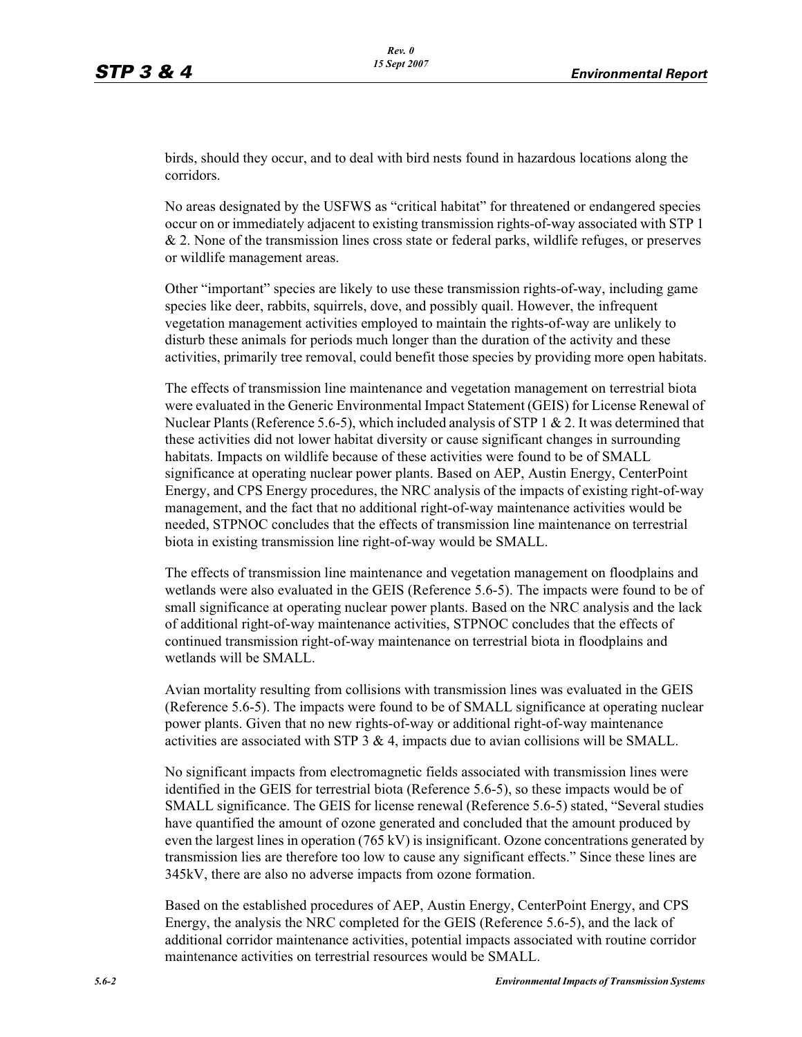birds, should they occur, and to deal with bird nests found in hazardous locations along the corridors.

No areas designated by the USFWS as "critical habitat" for threatened or endangered species occur on or immediately adjacent to existing transmission rights-of-way associated with STP 1 & 2. None of the transmission lines cross state or federal parks, wildlife refuges, or preserves or wildlife management areas.

Other "important" species are likely to use these transmission rights-of-way, including game species like deer, rabbits, squirrels, dove, and possibly quail. However, the infrequent vegetation management activities employed to maintain the rights-of-way are unlikely to disturb these animals for periods much longer than the duration of the activity and these activities, primarily tree removal, could benefit those species by providing more open habitats.

The effects of transmission line maintenance and vegetation management on terrestrial biota were evaluated in the Generic Environmental Impact Statement (GEIS) for License Renewal of Nuclear Plants (Reference 5.6-5), which included analysis of STP 1 & 2. It was determined that these activities did not lower habitat diversity or cause significant changes in surrounding habitats. Impacts on wildlife because of these activities were found to be of SMALL significance at operating nuclear power plants. Based on AEP, Austin Energy, CenterPoint Energy, and CPS Energy procedures, the NRC analysis of the impacts of existing right-of-way management, and the fact that no additional right-of-way maintenance activities would be needed, STPNOC concludes that the effects of transmission line maintenance on terrestrial biota in existing transmission line right-of-way would be SMALL.

The effects of transmission line maintenance and vegetation management on floodplains and wetlands were also evaluated in the GEIS (Reference 5.6-5). The impacts were found to be of small significance at operating nuclear power plants. Based on the NRC analysis and the lack of additional right-of-way maintenance activities, STPNOC concludes that the effects of continued transmission right-of-way maintenance on terrestrial biota in floodplains and wetlands will be SMALL.

Avian mortality resulting from collisions with transmission lines was evaluated in the GEIS (Reference 5.6-5). The impacts were found to be of SMALL significance at operating nuclear power plants. Given that no new rights-of-way or additional right-of-way maintenance activities are associated with STP 3 & 4, impacts due to avian collisions will be SMALL.

No significant impacts from electromagnetic fields associated with transmission lines were identified in the GEIS for terrestrial biota (Reference 5.6-5), so these impacts would be of SMALL significance. The GEIS for license renewal (Reference 5.6-5) stated, "Several studies have quantified the amount of ozone generated and concluded that the amount produced by even the largest lines in operation (765 kV) is insignificant. Ozone concentrations generated by transmission lies are therefore too low to cause any significant effects." Since these lines are 345kV, there are also no adverse impacts from ozone formation.

Based on the established procedures of AEP, Austin Energy, CenterPoint Energy, and CPS Energy, the analysis the NRC completed for the GEIS (Reference 5.6-5), and the lack of additional corridor maintenance activities, potential impacts associated with routine corridor maintenance activities on terrestrial resources would be SMALL.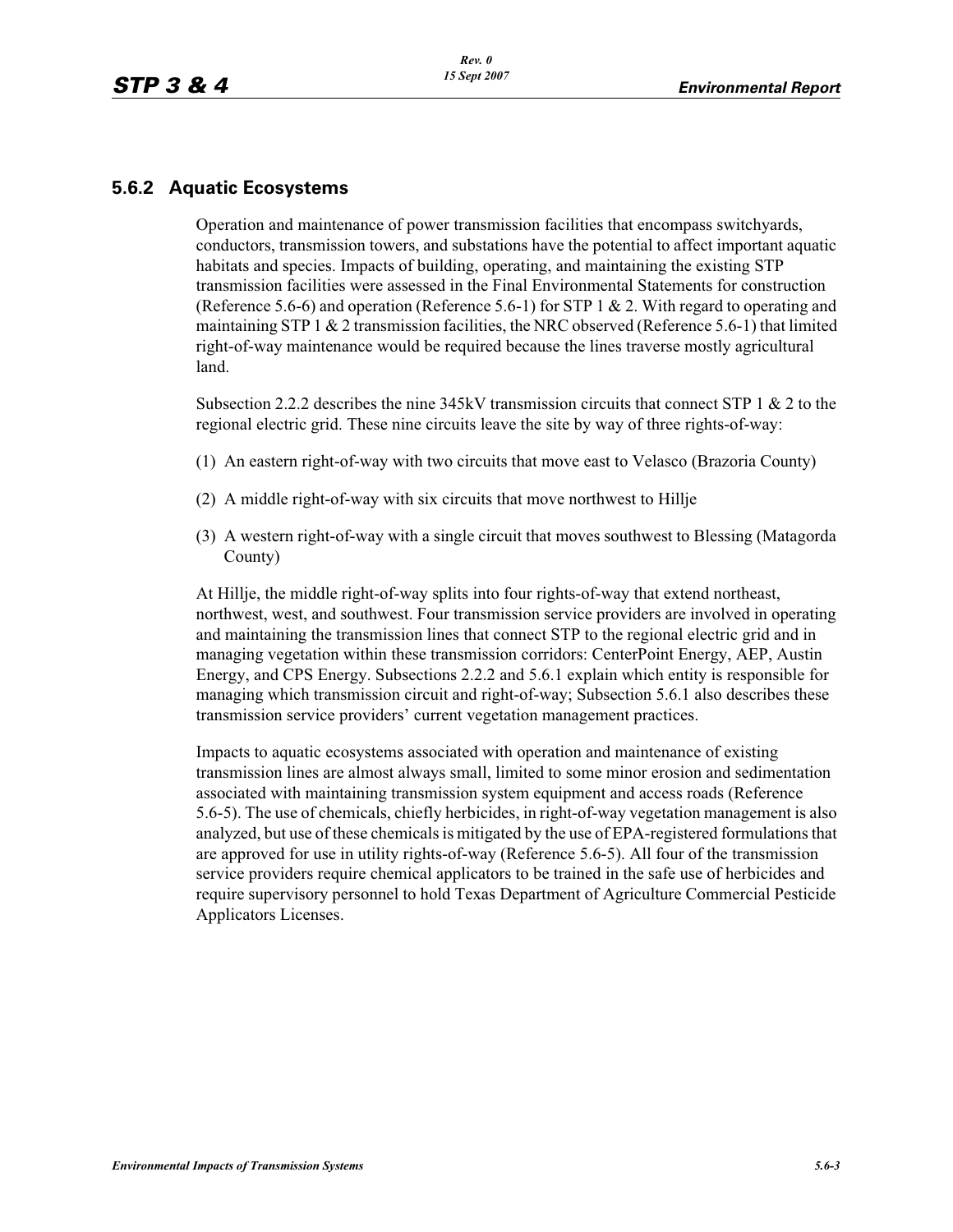## 5.6.2 Aquatic Ecosystems

Operation and maintenance of power transmission facilities that encompass switchyards, conductors, transmission towers, and substations have the potential to affect important aquatic habitats and species. Impacts of building, operating, and maintaining the existing STP transmission facilities were assessed in the Final Environmental Statements for construction (Reference 5.6-6) and operation (Reference 5.6-1) for STP 1 & 2. With regard to operating and maintaining STP 1 & 2 transmission facilities, the NRC observed (Reference 5.6-1) that limited right-of-way maintenance would be required because the lines traverse mostly agricultural land.

Subsection 2.2.2 describes the nine 345kV transmission circuits that connect STP 1 & 2 to the regional electric grid. These nine circuits leave the site by way of three rights-of-way:

(1) An eastern right-of-way with two circuits that move east to Velasco (Brazoria County)

(2) A middle right-of-way with six circuits that move northwest to Hillje

(3) A western right-of-way with a single circuit that moves southwest to Blessing (Matagorda County)

At Hillje, the middle right-of-way splits into four rights-of-way that extend northeast, northwest, west, and southwest. Four transmission service providers are involved in operating and maintaining the transmission lines that connect STP to the regional electric grid and in managing vegetation within these transmission corridors: CenterPoint Energy, AEP, Austin Energy, and CPS Energy. Subsections 2.2.2 and 5.6.1 explain which entity is responsible for managing which transmission circuit and right-of-way; Subsection 5.6.1 also describes these transmission service providers' current vegetation management practices.

Impacts to aquatic ecosystems associated with operation and maintenance of existing transmission lines are almost always small, limited to some minor erosion and sedimentation associated with maintaining transmission system equipment and access roads (Reference 5.6-5). The use of chemicals, chiefly herbicides, in right-of-way vegetation management is also analyzed, but use of these chemicals is mitigated by the use of EPA-registered formulations that are approved for use in utility rights-of-way (Reference 5.6-5). All four of the transmission service providers require chemical applicators to be trained in the safe use of herbicides and require supervisory personnel to hold Texas Department of Agriculture Commercial Pesticide Applicators Licenses.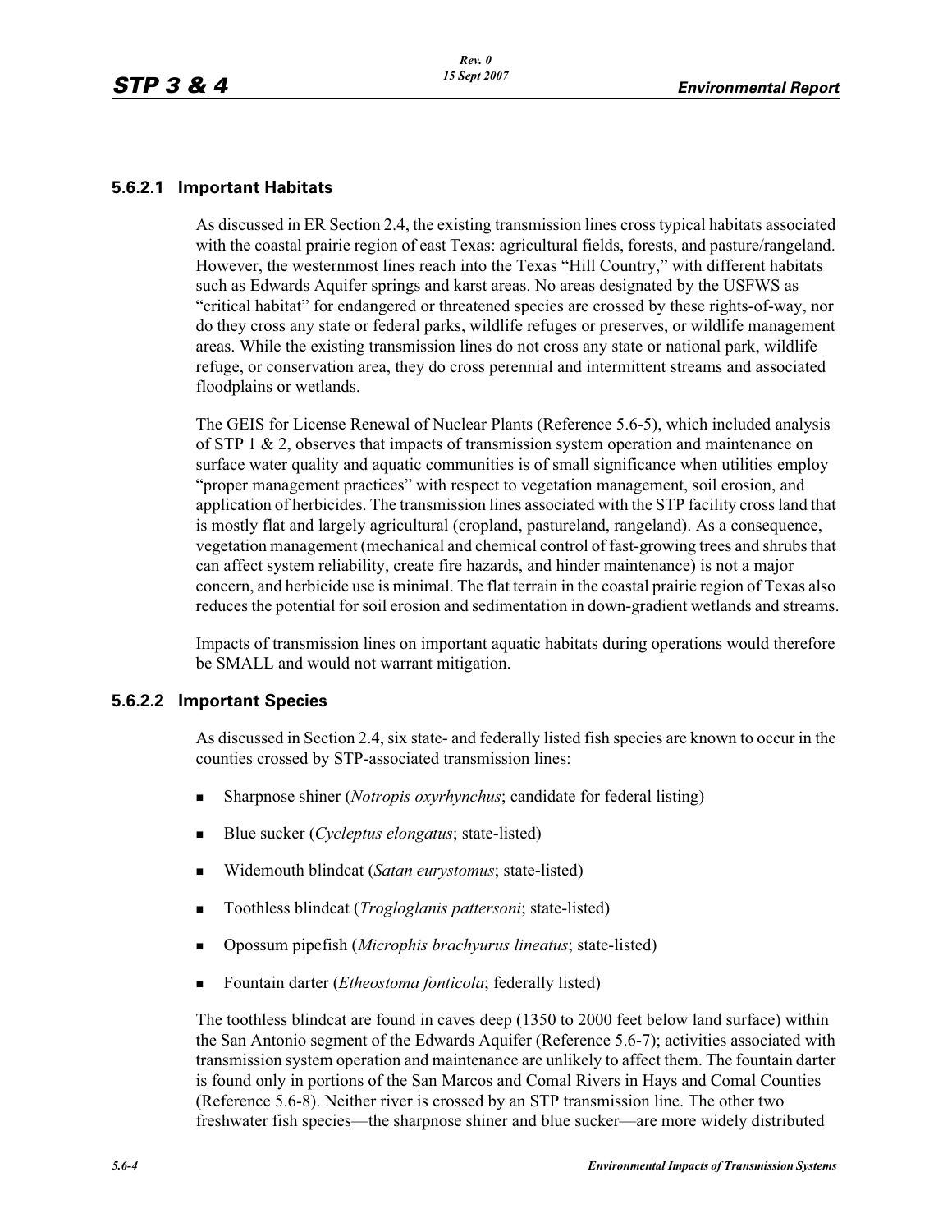### 5.6.2.1 Important Habitats

As discussed in ER Section 2.4, the existing transmission lines cross typical habitats associated with the coastal prairie region of east Texas: agricultural fields, forests, and pasture/rangeland. However, the westernmost lines reach into the Texas "Hill Country," with different habitats such as Edwards Aquifer springs and karst areas. No areas designated by the USFWS as "critical habitat" for endangered or threatened species are crossed by these rights-of-way, nor do they cross any state or federal parks, wildlife refuges or preserves, or wildlife management areas. While the existing transmission lines do not cross any state or national park, wildlife refuge, or conservation area, they do cross perennial and intermittent streams and associated floodplains or wetlands.

The GEIS for License Renewal of Nuclear Plants (Reference 5.6-5), which included analysis of STP 1 & 2, observes that impacts of transmission system operation and maintenance on surface water quality and aquatic communities is of small significance when utilities employ "proper management practices" with respect to vegetation management, soil erosion, and application of herbicides. The transmission lines associated with the STP facility cross land that is mostly flat and largely agricultural (cropland, pastureland, rangeland). As a consequence, vegetation management (mechanical and chemical control of fast-growing trees and shrubs that can affect system reliability, create fire hazards, and hinder maintenance) is not a major concern, and herbicide use is minimal. The flat terrain in the coastal prairie region of Texas also reduces the potential for soil erosion and sedimentation in down-gradient wetlands and streams.

Impacts of transmission lines on important aquatic habitats during operations would therefore be SMALL and would not warrant mitigation.

### 5.6.2.2 Important Species

As discussed in Section 2.4, six state- and federally listed fish species are known to occur in the counties crossed by STP-associated transmission lines:

- Sharpnose shiner (*Notropis oxyrhynchus*; candidate for federal listing)
- Blue sucker (*Cycleptus elongatus*; state-listed)
- Widemouth blindcat (*Satan eurystomus*; state-listed)
- Toothless blindcat (*Trogloglanis pattersoni*; state-listed)
- Opossum pipefish (*Microphis brachyurus lineatus*; state-listed)
- Fountain darter (*Etheostoma fonticola*; federally listed)

The toothless blindcat are found in caves deep (1350 to 2000 feet below land surface) within the San Antonio segment of the Edwards Aquifer (Reference 5.6-7); activities associated with transmission system operation and maintenance are unlikely to affect them. The fountain darter is found only in portions of the San Marcos and Comal Rivers in Hays and Comal Counties (Reference 5.6-8). Neither river is crossed by an STP transmission line. The other two freshwater fish species—the sharpnose shiner and blue sucker—are more widely distributed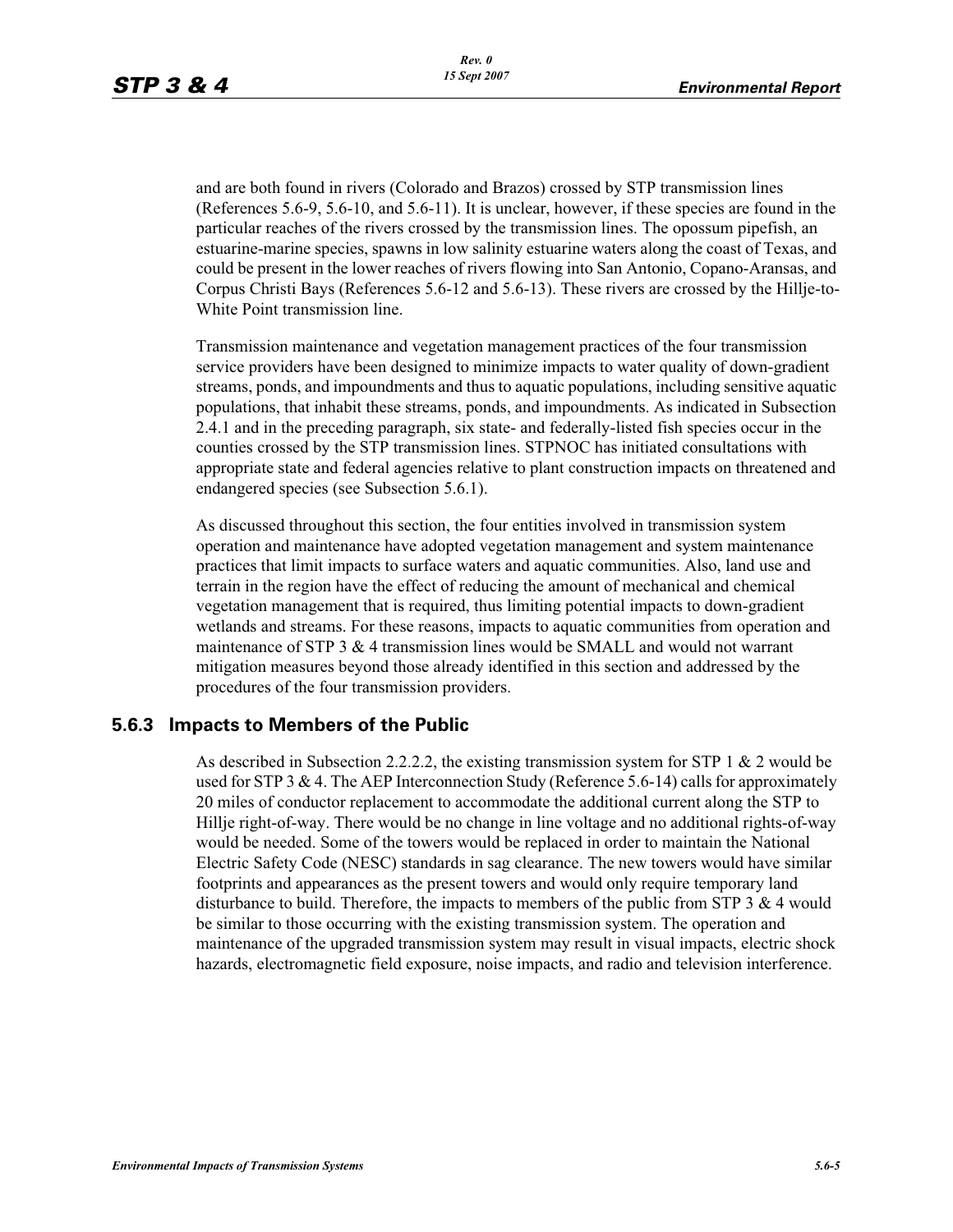and are both found in rivers (Colorado and Brazos) crossed by STP transmission lines (References 5.6-9, 5.6-10, and 5.6-11). It is unclear, however, if these species are found in the particular reaches of the rivers crossed by the transmission lines. The opossum pipefish, an estuarine-marine species, spawns in low salinity estuarine waters along the coast of Texas, and could be present in the lower reaches of rivers flowing into San Antonio, Copano-Aransas, and Corpus Christi Bays (References 5.6-12 and 5.6-13). These rivers are crossed by the Hillje-to-White Point transmission line.

Transmission maintenance and vegetation management practices of the four transmission service providers have been designed to minimize impacts to water quality of down-gradient streams, ponds, and impoundments and thus to aquatic populations, including sensitive aquatic populations, that inhabit these streams, ponds, and impoundments. As indicated in Subsection 2.4.1 and in the preceding paragraph, six state- and federally-listed fish species occur in the counties crossed by the STP transmission lines. STPNOC has initiated consultations with appropriate state and federal agencies relative to plant construction impacts on threatened and endangered species (see Subsection 5.6.1).

As discussed throughout this section, the four entities involved in transmission system operation and maintenance have adopted vegetation management and system maintenance practices that limit impacts to surface waters and aquatic communities. Also, land use and terrain in the region have the effect of reducing the amount of mechanical and chemical vegetation management that is required, thus limiting potential impacts to down-gradient wetlands and streams. For these reasons, impacts to aquatic communities from operation and maintenance of STP 3 & 4 transmission lines would be SMALL and would not warrant mitigation measures beyond those already identified in this section and addressed by the procedures of the four transmission providers.

### 5.6.3 Impacts to Members of the Public

As described in Subsection 2.2.2.2, the existing transmission system for STP 1 & 2 would be used for STP 3 & 4. The AEP Interconnection Study (Reference 5.6-14) calls for approximately 20 miles of conductor replacement to accommodate the additional current along the STP to Hillje right-of-way. There would be no change in line voltage and no additional rights-of-way would be needed. Some of the towers would be replaced in order to maintain the National Electric Safety Code (NESC) standards in sag clearance. The new towers would have similar footprints and appearances as the present towers and would only require temporary land disturbance to build. Therefore, the impacts to members of the public from STP 3 & 4 would be similar to those occurring with the existing transmission system. The operation and maintenance of the upgraded transmission system may result in visual impacts, electric shock hazards, electromagnetic field exposure, noise impacts, and radio and television interference.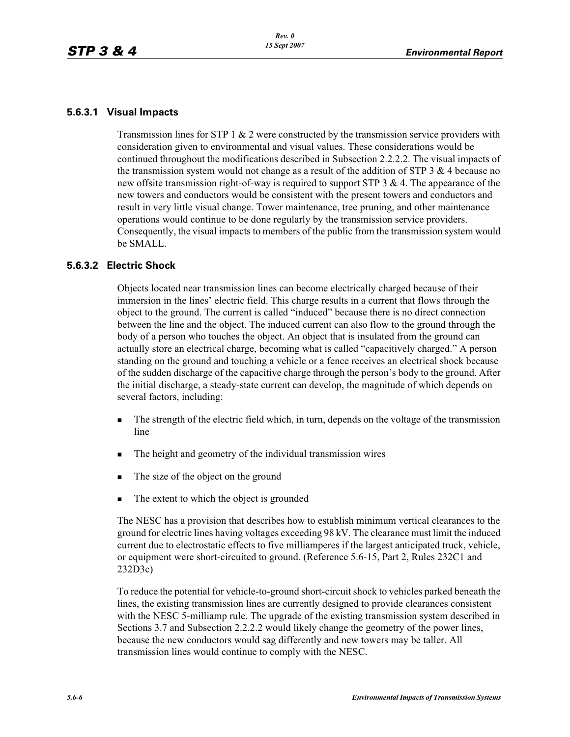### 5.6.3.1 Visual Impacts

Transmission lines for STP 1 & 2 were constructed by the transmission service providers with consideration given to environmental and visual values. These considerations would be continued throughout the modifications described in Subsection 2.2.2.2. The visual impacts of the transmission system would not change as a result of the addition of STP 3 & 4 because no new offsite transmission right-of-way is required to support STP 3 & 4. The appearance of the new towers and conductors would be consistent with the present towers and conductors and result in very little visual change. Tower maintenance, tree pruning, and other maintenance operations would continue to be done regularly by the transmission service providers. Consequently, the visual impacts to members of the public from the transmission system would be SMALL.

### 5.6.3.2 Electric Shock

Objects located near transmission lines can become electrically charged because of their immersion in the lines' electric field. This charge results in a current that flows through the object to the ground. The current is called "induced" because there is no direct connection between the line and the object. The induced current can also flow to the ground through the body of a person who touches the object. An object that is insulated from the ground can actually store an electrical charge, becoming what is called "capacitively charged." A person standing on the ground and touching a vehicle or a fence receives an electrical shock because of the sudden discharge of the capacitive charge through the person's body to the ground. After the initial discharge, a steady-state current can develop, the magnitude of which depends on several factors, including:

- The strength of the electric field which, in turn, depends on the voltage of the transmission line
- The height and geometry of the individual transmission wires
- The size of the object on the ground
- The extent to which the object is grounded

The NESC has a provision that describes how to establish minimum vertical clearances to the ground for electric lines having voltages exceeding 98 kV. The clearance must limit the induced current due to electrostatic effects to five milliamperes if the largest anticipated truck, vehicle, or equipment were short-circuited to ground. (Reference 5.6-15, Part 2, Rules 232C1 and 232D3c)

To reduce the potential for vehicle-to-ground short-circuit shock to vehicles parked beneath the lines, the existing transmission lines are currently designed to provide clearances consistent with the NESC 5-milliamp rule. The upgrade of the existing transmission system described in Sections 3.7 and Subsection 2.2.2.2 would likely change the geometry of the power lines, because the new conductors would sag differently and new towers may be taller. All transmission lines would continue to comply with the NESC.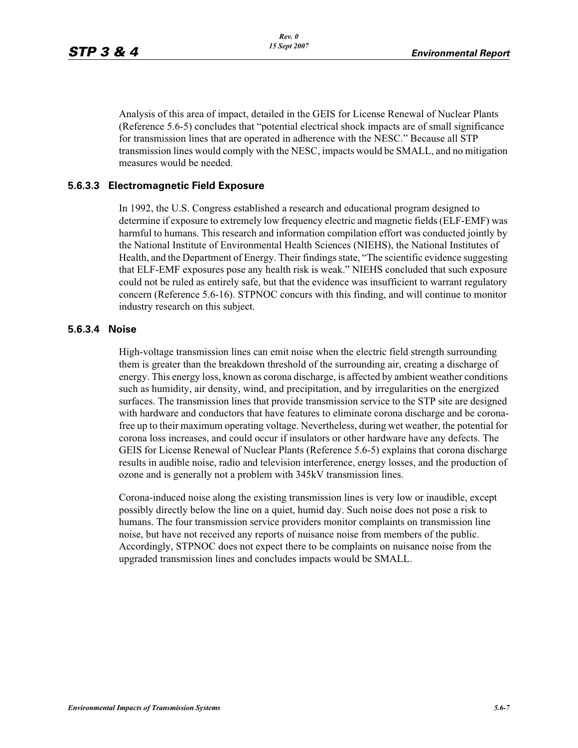Analysis of this area of impact, detailed in the GEIS for License Renewal of Nuclear Plants (Reference 5.6-5) concludes that "potential electrical shock impacts are of small significance for transmission lines that are operated in adherence with the NESC." Because all STP transmission lines would comply with the NESC, impacts would be SMALL, and no mitigation measures would be needed.

### 5.6.3.3 Electromagnetic Field Exposure

In 1992, the U.S. Congress established a research and educational program designed to determine if exposure to extremely low frequency electric and magnetic fields (ELF-EMF) was harmful to humans. This research and information compilation effort was conducted jointly by the National Institute of Environmental Health Sciences (NIEHS), the National Institutes of Health, and the Department of Energy. Their findings state, "The scientific evidence suggesting that ELF-EMF exposures pose any health risk is weak." NIEHS concluded that such exposure could not be ruled as entirely safe, but that the evidence was insufficient to warrant regulatory concern (Reference 5.6-16). STPNOC concurs with this finding, and will continue to monitor industry research on this subject.

### 5.6.3.4 Noise

High-voltage transmission lines can emit noise when the electric field strength surrounding them is greater than the breakdown threshold of the surrounding air, creating a discharge of energy. This energy loss, known as corona discharge, is affected by ambient weather conditions such as humidity, air density, wind, and precipitation, and by irregularities on the energized surfaces. The transmission lines that provide transmission service to the STP site are designed with hardware and conductors that have features to eliminate corona discharge and be corona-free up to their maximum operating voltage. Nevertheless, during wet weather, the potential for corona loss increases, and could occur if insulators or other hardware have any defects. The GEIS for License Renewal of Nuclear Plants (Reference 5.6-5) explains that corona discharge results in audible noise, radio and television interference, energy losses, and the production of ozone and is generally not a problem with 345kV transmission lines.

Corona-induced noise along the existing transmission lines is very low or inaudible, except possibly directly below the line on a quiet, humid day. Such noise does not pose a risk to humans. The four transmission service providers monitor complaints on transmission line noise, but have not received any reports of nuisance noise from members of the public. Accordingly, STPNOC does not expect there to be complaints on nuisance noise from the upgraded transmission lines and concludes impacts would be SMALL.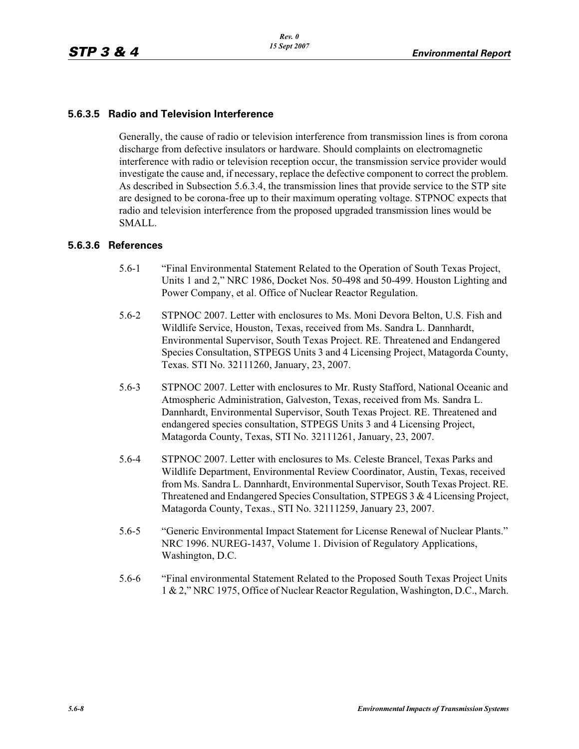### 5.6.3.5 Radio and Television Interference

Generally, the cause of radio or television interference from transmission lines is from corona discharge from defective insulators or hardware. Should complaints on electromagnetic interference with radio or television reception occur, the transmission service provider would investigate the cause and, if necessary, replace the defective component to correct the problem. As described in Subsection 5.6.3.4, the transmission lines that provide service to the STP site are designed to be corona-free up to their maximum operating voltage. STPNOC expects that radio and television interference from the proposed upgraded transmission lines would be SMALL.

### 5.6.3.6 References

5.6-1 "Final Environmental Statement Related to the Operation of South Texas Project, Units 1 and 2," NRC 1986, Docket Nos. 50-498 and 50-499. Houston Lighting and Power Company, et al. Office of Nuclear Reactor Regulation.

5.6-2 STPNOC 2007. Letter with enclosures to Ms. Moni Devora Belton, U.S. Fish and Wildlife Service, Houston, Texas, received from Ms. Sandra L. Dannhardt, Environmental Supervisor, South Texas Project. RE. Threatened and Endangered Species Consultation, STPEGS Units 3 and 4 Licensing Project, Matagorda County, Texas. STI No. 32111260, January, 23, 2007.

5.6-3 STPNOC 2007. Letter with enclosures to Mr. Rusty Stafford, National Oceanic and Atmospheric Administration, Galveston, Texas, received from Ms. Sandra L. Dannhardt, Environmental Supervisor, South Texas Project. RE. Threatened and endangered species consultation, STPEGS Units 3 and 4 Licensing Project, Matagorda County, Texas, STI No. 32111261, January, 23, 2007.

5.6-4 STPNOC 2007. Letter with enclosures to Ms. Celeste Brancel, Texas Parks and Wildlife Department, Environmental Review Coordinator, Austin, Texas, received from Ms. Sandra L. Dannhardt, Environmental Supervisor, South Texas Project. RE. Threatened and Endangered Species Consultation, STPEGS 3 & 4 Licensing Project, Matagorda County, Texas., STI No. 32111259, January 23, 2007.

5.6-5 "Generic Environmental Impact Statement for License Renewal of Nuclear Plants." NRC 1996. NUREG-1437, Volume 1. Division of Regulatory Applications, Washington, D.C.

5.6-6 "Final environmental Statement Related to the Proposed South Texas Project Units 1 & 2," NRC 1975, Office of Nuclear Reactor Regulation, Washington, D.C., March.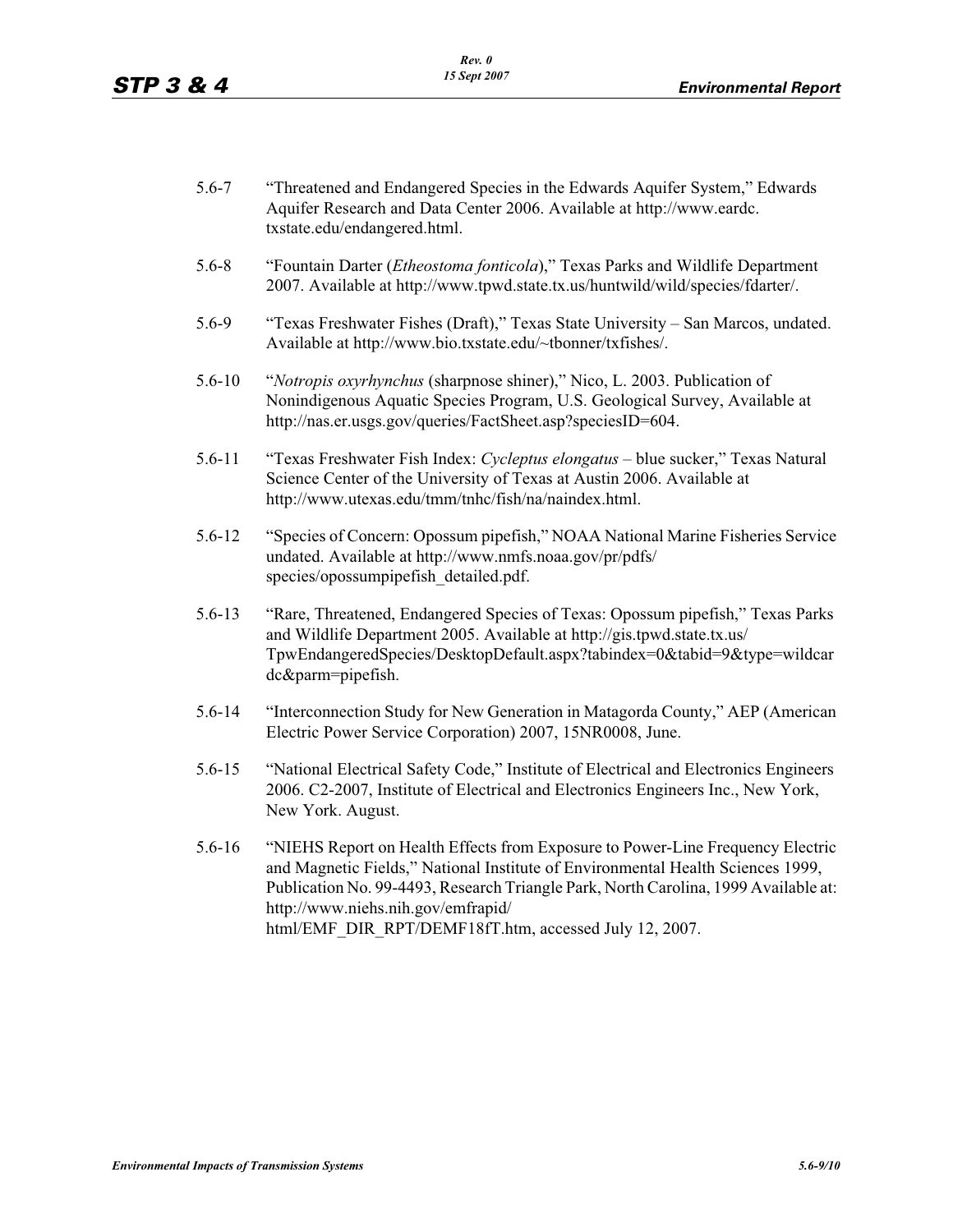5.6-7 "Threatened and Endangered Species in the Edwards Aquifer System," Edwards Aquifer Research and Data Center 2006. Available at http://www.eardc.txstate.edu/endangered.html.

5.6-8 "Fountain Darter (*Etheostoma fonticola*)," Texas Parks and Wildlife Department 2007. Available at http://www.tpwd.state.tx.us/huntwild/wild/species/fdarter/.

5.6-9 "Texas Freshwater Fishes (Draft)," Texas State University – San Marcos, undated. Available at http://www.bio.txstate.edu/~tbonner/txfishes/.

5.6-10 "*Notropis oxyrhynchus* (sharpnose shiner)," Nico, L. 2003. Publication of Nonindigenous Aquatic Species Program, U.S. Geological Survey, Available at http://nas.er.usgs.gov/queries/FactSheet.asp?speciesID=604.

5.6-11 "Texas Freshwater Fish Index: *Cycleptus elongatus* – blue sucker," Texas Natural Science Center of the University of Texas at Austin 2006. Available at http://www.utexas.edu/tmm/tnhc/fish/na/naindex.html.

5.6-12 "Species of Concern: Opossum pipefish," NOAA National Marine Fisheries Service undated. Available at http://www.nmfs.noaa.gov/pr/pdfs/species/opossumpipefish_detailed.pdf.

5.6-13 "Rare, Threatened, Endangered Species of Texas: Opossum pipefish," Texas Parks and Wildlife Department 2005. Available at http://gis.tpwd.state.tx.us/TpwEndangeredSpecies/DesktopDefault.aspx?tabindex=0&tabid=9&type=wildcardc&parm=pipefish.

5.6-14 "Interconnection Study for New Generation in Matagorda County," AEP (American Electric Power Service Corporation) 2007, 15NR0008, June.

5.6-15 "National Electrical Safety Code," Institute of Electrical and Electronics Engineers 2006. C2-2007, Institute of Electrical and Electronics Engineers Inc., New York, New York. August.

5.6-16 "NIEHS Report on Health Effects from Exposure to Power-Line Frequency Electric and Magnetic Fields," National Institute of Environmental Health Sciences 1999, Publication No. 99-4493, Research Triangle Park, North Carolina, 1999 Available at: http://www.niehs.nih.gov/emfrapid/html/EMF_DIR_RPT/DEMF18fT.htm, accessed July 12, 2007.